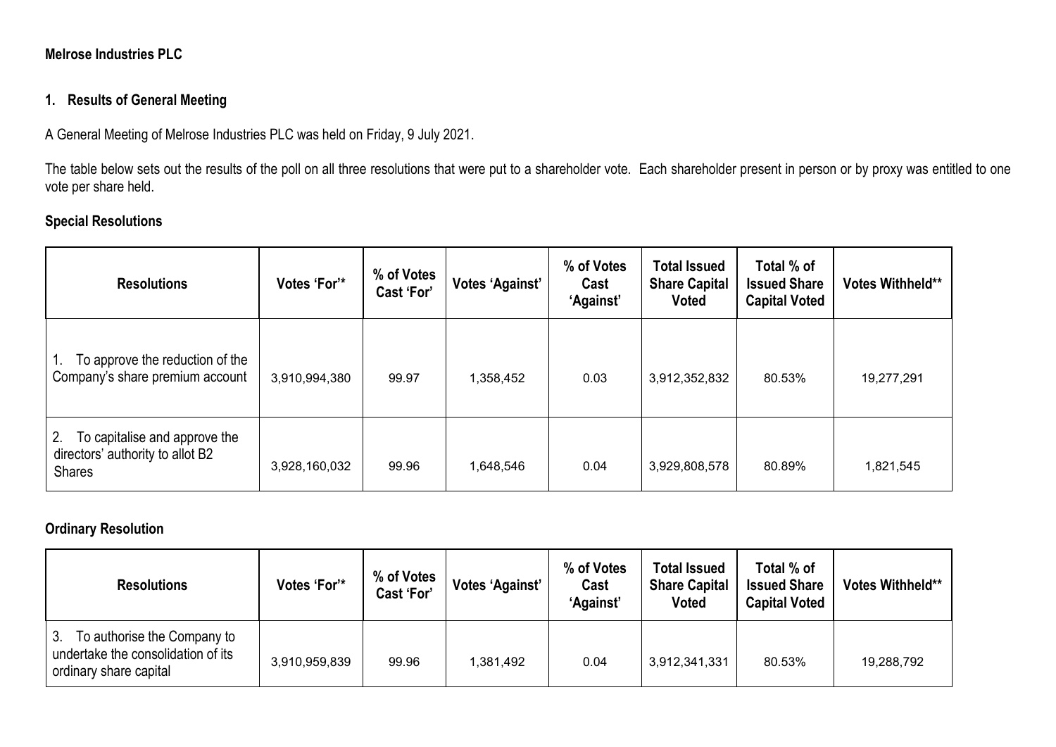**Melrose Industries PLC**

## 1. Results of General Meeting

A General Meeting of Melrose Industries PLC was held on Friday, 9 July 2021.

The table below sets out the results of the poll on all three resolutions that were put to a shareholder vote. Each shareholder present in person or by proxy was entitled to one vote per share held.

### Special Resolutions

| Resolutions | Votes 'For'* | % of Votes Cast 'For' | Votes 'Against' | % of Votes Cast 'Against' | Total Issued Share Capital Voted | Total % of Issued Share Capital Voted | Votes Withheld** |
|---|---|---|---|---|---|---|---|
| 1. To approve the reduction of the Company's share premium account | 3,910,994,380 | 99.97 | 1,358,452 | 0.03 | 3,912,352,832 | 80.53% | 19,277,291 |
| 2. To capitalise and approve the directors' authority to allot B2 Shares | 3,928,160,032 | 99.96 | 1,648,546 | 0.04 | 3,929,808,578 | 80.89% | 1,821,545 |

### Ordinary Resolution

| Resolutions | Votes 'For'* | % of Votes Cast 'For' | Votes 'Against' | % of Votes Cast 'Against' | Total Issued Share Capital Voted | Total % of Issued Share Capital Voted | Votes Withheld** |
|---|---|---|---|---|---|---|---|
| 3. To authorise the Company to undertake the consolidation of its ordinary share capital | 3,910,959,839 | 99.96 | 1,381,492 | 0.04 | 3,912,341,331 | 80.53% | 19,288,792 |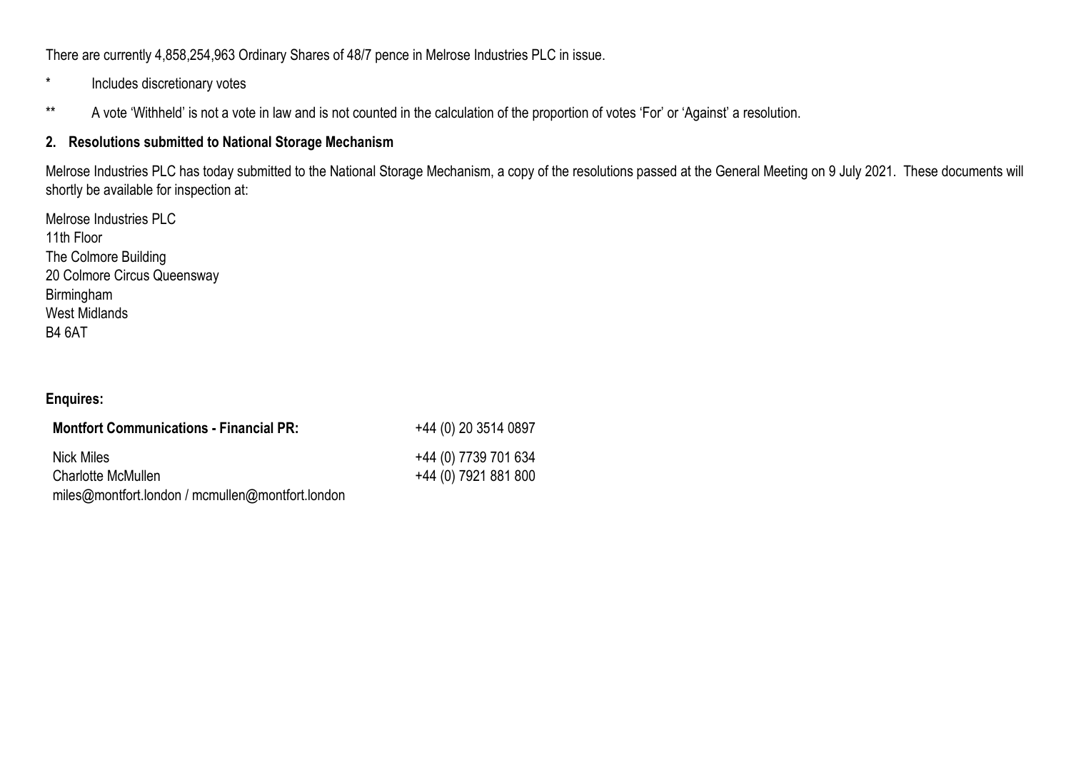There are currently 4,858,254,963 Ordinary Shares of 48/7 pence in Melrose Industries PLC in issue.

* Includes discretionary votes

** A vote 'Withheld' is not a vote in law and is not counted in the calculation of the proportion of votes 'For' or 'Against' a resolution.

## 2. Resolutions submitted to National Storage Mechanism

Melrose Industries PLC has today submitted to the National Storage Mechanism, a copy of the resolutions passed at the General Meeting on 9 July 2021. These documents will shortly be available for inspection at:

Melrose Industries PLC
11th Floor
The Colmore Building
20 Colmore Circus Queensway
Birmingham
West Midlands
B4 6AT

**Enquires:**

| | |
|---|---|
| **Montfort Communications - Financial PR:** | +44 (0) 20 3514 0897 |
| Nick Miles | +44 (0) 7739 701 634 |
| Charlotte McMullen | +44 (0) 7921 881 800 |
| miles@montfort.london / mcmullen@montfort.london | |